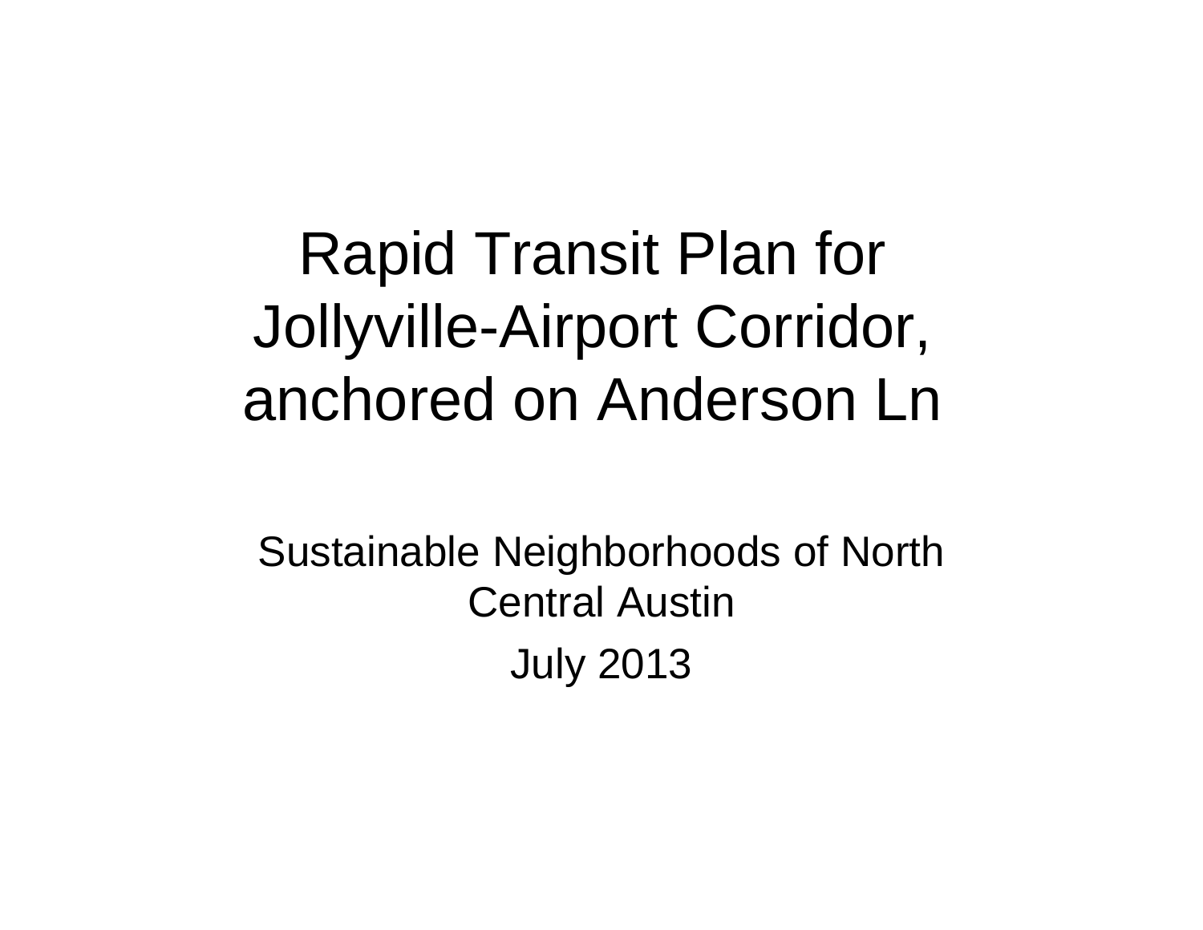# Rapid Transit Plan for Jollyville-Airport Corridor, anchored on Anderson Ln

Sustainable Neighborhoods of North Central Austin

July 2013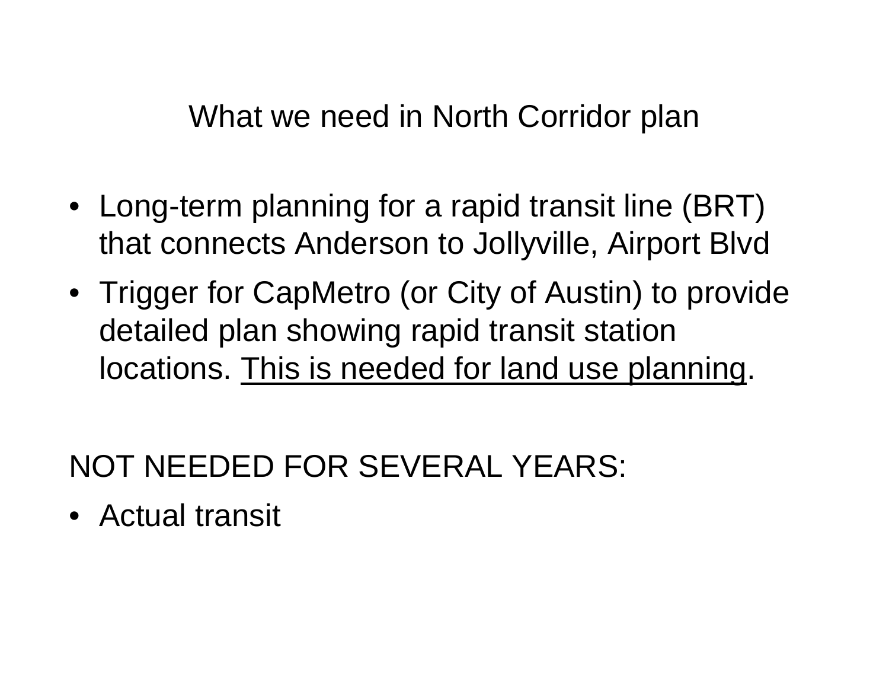# What we need in North Corridor plan

- Long-term planning for a rapid transit line (BRT) that connects Anderson to Jollyville, Airport Blvd
- Trigger for CapMetro (or City of Austin) to provide detailed plan showing rapid transit station locations. <u>This is needed for land use planning</u>.

NOT NEEDED FOR SEVERAL YEARS:

- Actual transit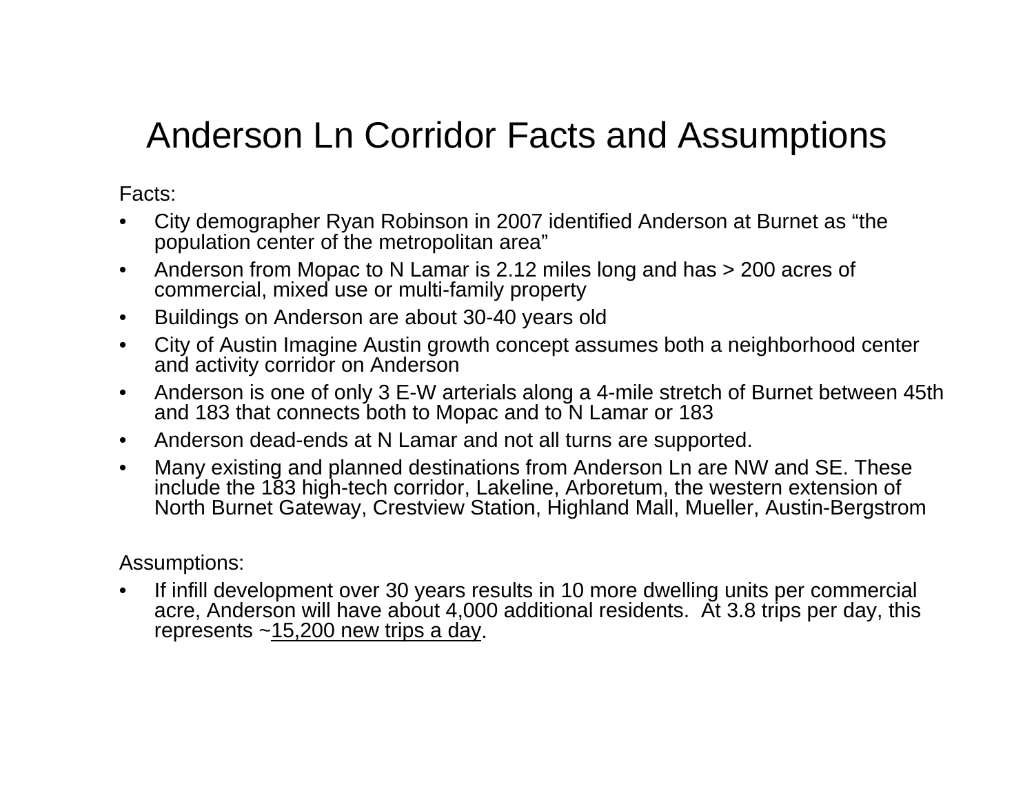# Anderson Ln Corridor Facts and Assumptions

Facts:

- City demographer Ryan Robinson in 2007 identified Anderson at Burnet as “the population center of the metropolitan area”
- Anderson from Mopac to N Lamar is 2.12 miles long and has > 200 acres of commercial, mixed use or multi-family property
- Buildings on Anderson are about 30-40 years old
- City of Austin Imagine Austin growth concept assumes both a neighborhood center and activity corridor on Anderson
- Anderson is one of only 3 E-W arterials along a 4-mile stretch of Burnet between 45th and 183 that connects both to Mopac and to N Lamar or 183
- Anderson dead-ends at N Lamar and not all turns are supported.
- Many existing and planned destinations from Anderson Ln are NW and SE. These include the 183 high-tech corridor, Lakeline, Arboretum, the western extension of North Burnet Gateway, Crestview Station, Highland Mall, Mueller, Austin-Bergstrom

Assumptions:

- If infill development over 30 years results in 10 more dwelling units per commercial acre, Anderson will have about 4,000 additional residents. At 3.8 trips per day, this represents ~<u>15,200 new trips a day</u>.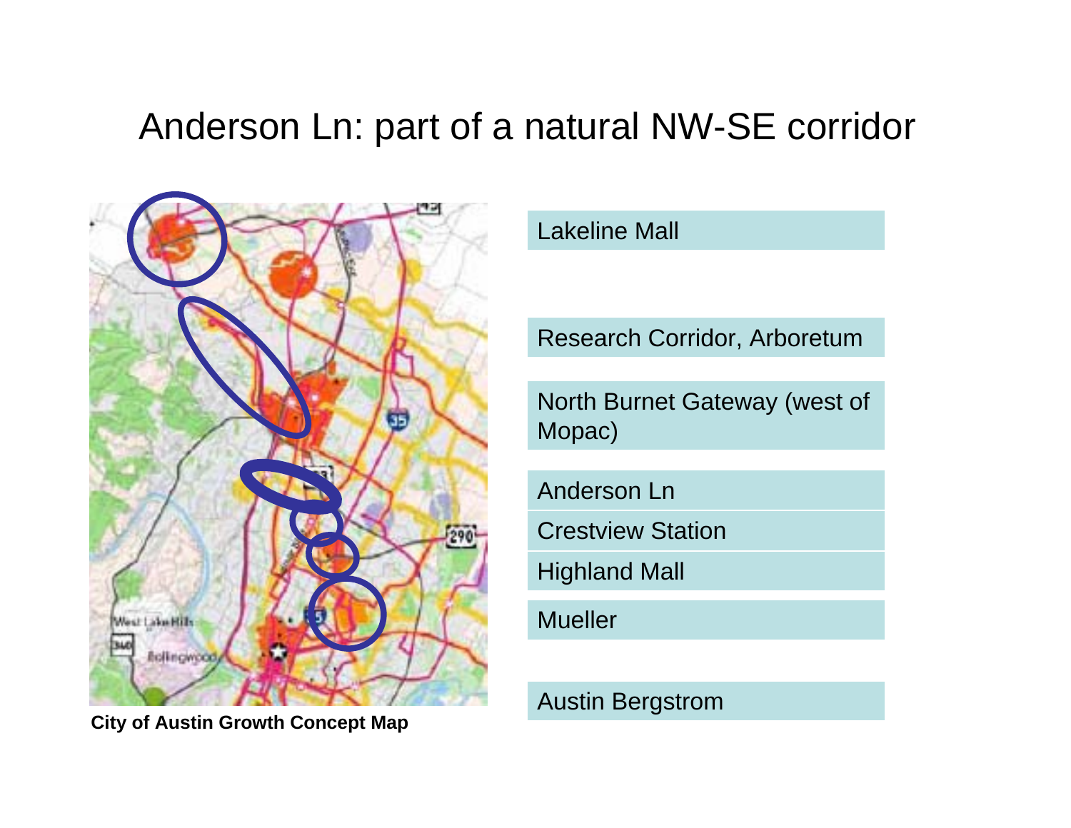# Anderson Ln: part of a natural NW-SE corridor

City of Austin Growth Concept Map

- Lakeline Mall
- Research Corridor, Arboretum
- North Burnet Gateway (west of Mopac)
- Anderson Ln
- Crestview Station
- Highland Mall
- Mueller
- Austin Bergstrom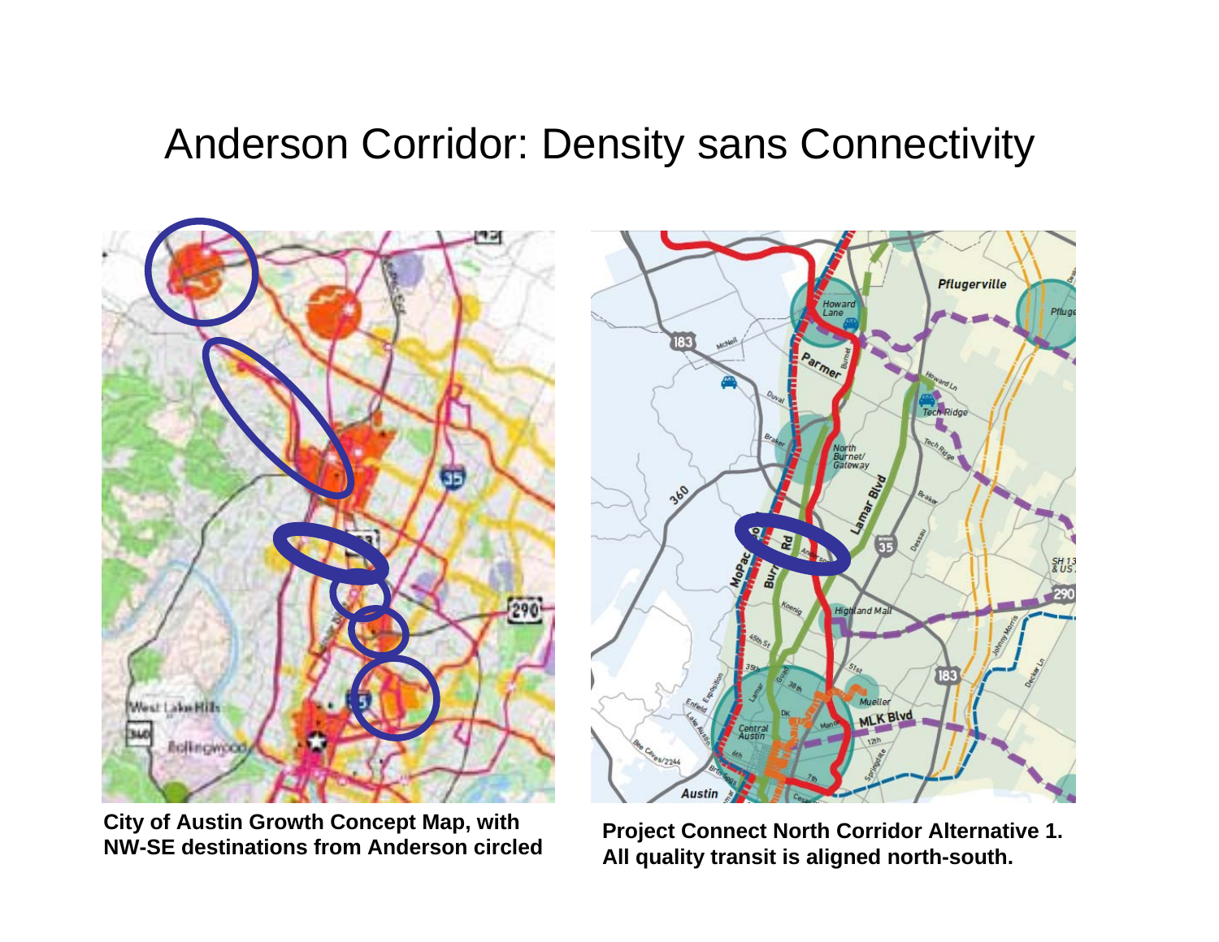# Anderson Corridor: Density sans Connectivity

**City of Austin Growth Concept Map, with NW-SE destinations from Anderson circled**

**Project Connect North Corridor Alternative 1. All quality transit is aligned north-south.**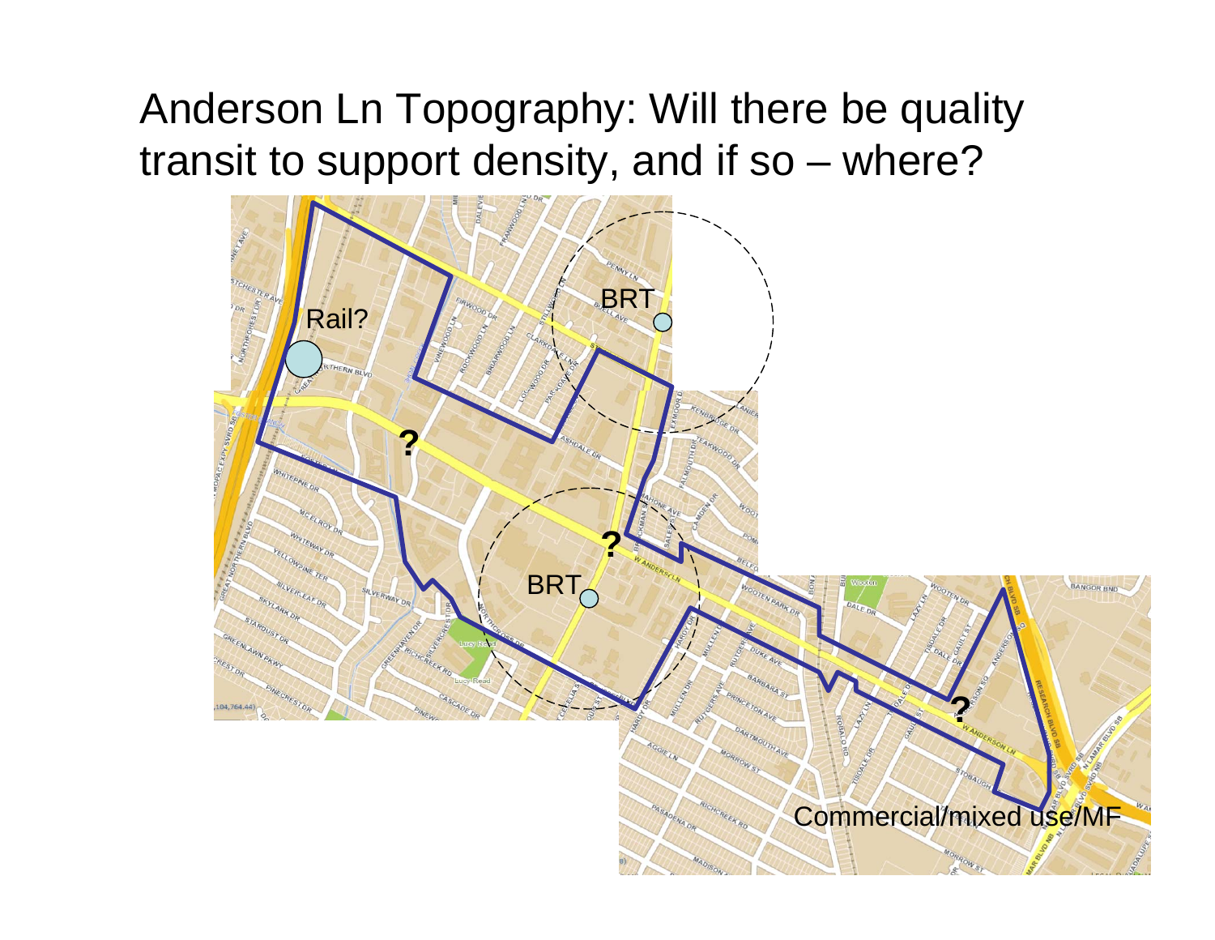# Anderson Ln Topography: Will there be quality transit to support density, and if so – where?

Rail?

BRT

?

?

BRT

?

Commercial/mixed use/MF